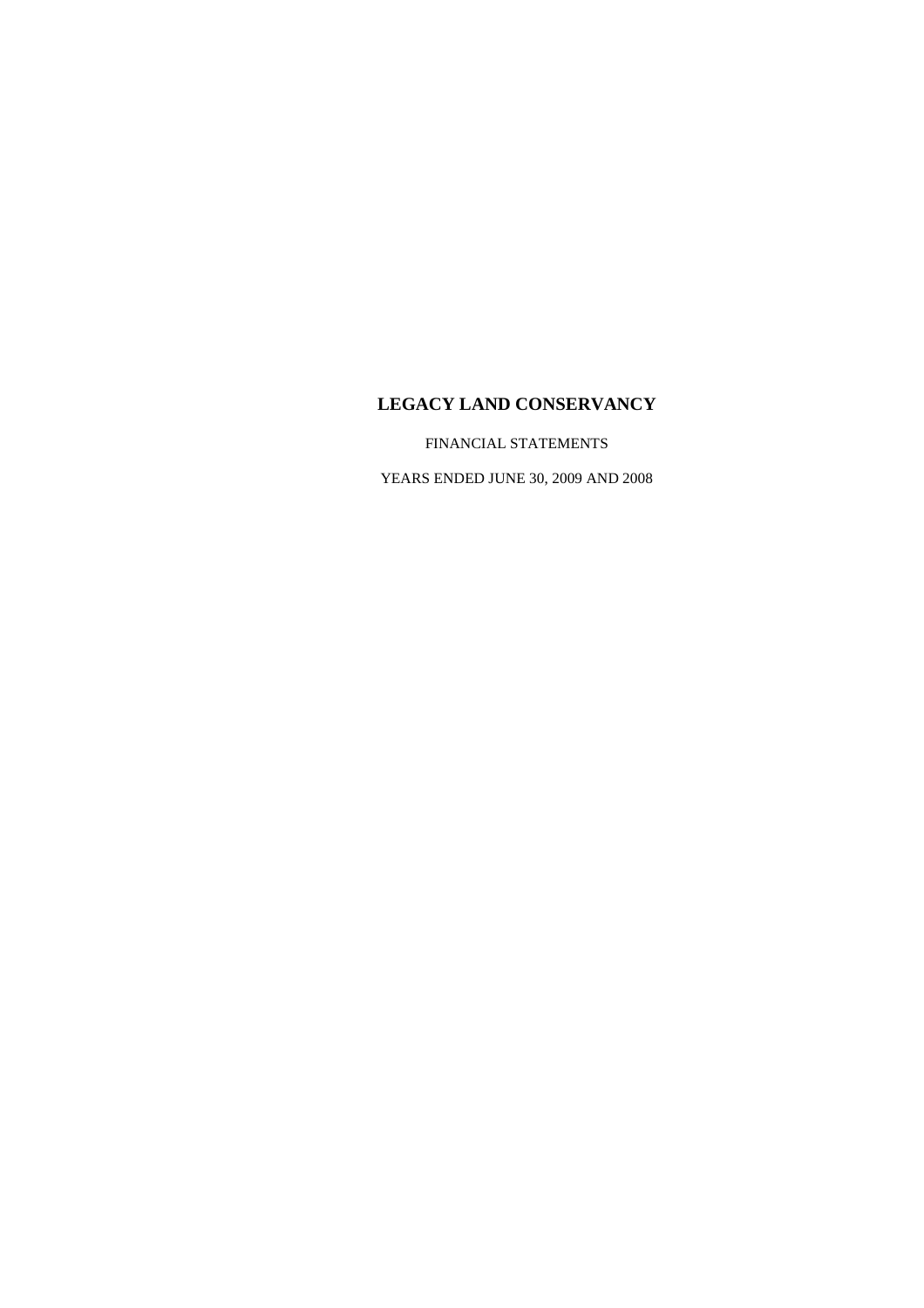# LEGACY LAND CONSERVANCY

FINANCIAL STATEMENTS

YEARS ENDED JUNE 30, 2009 AND 2008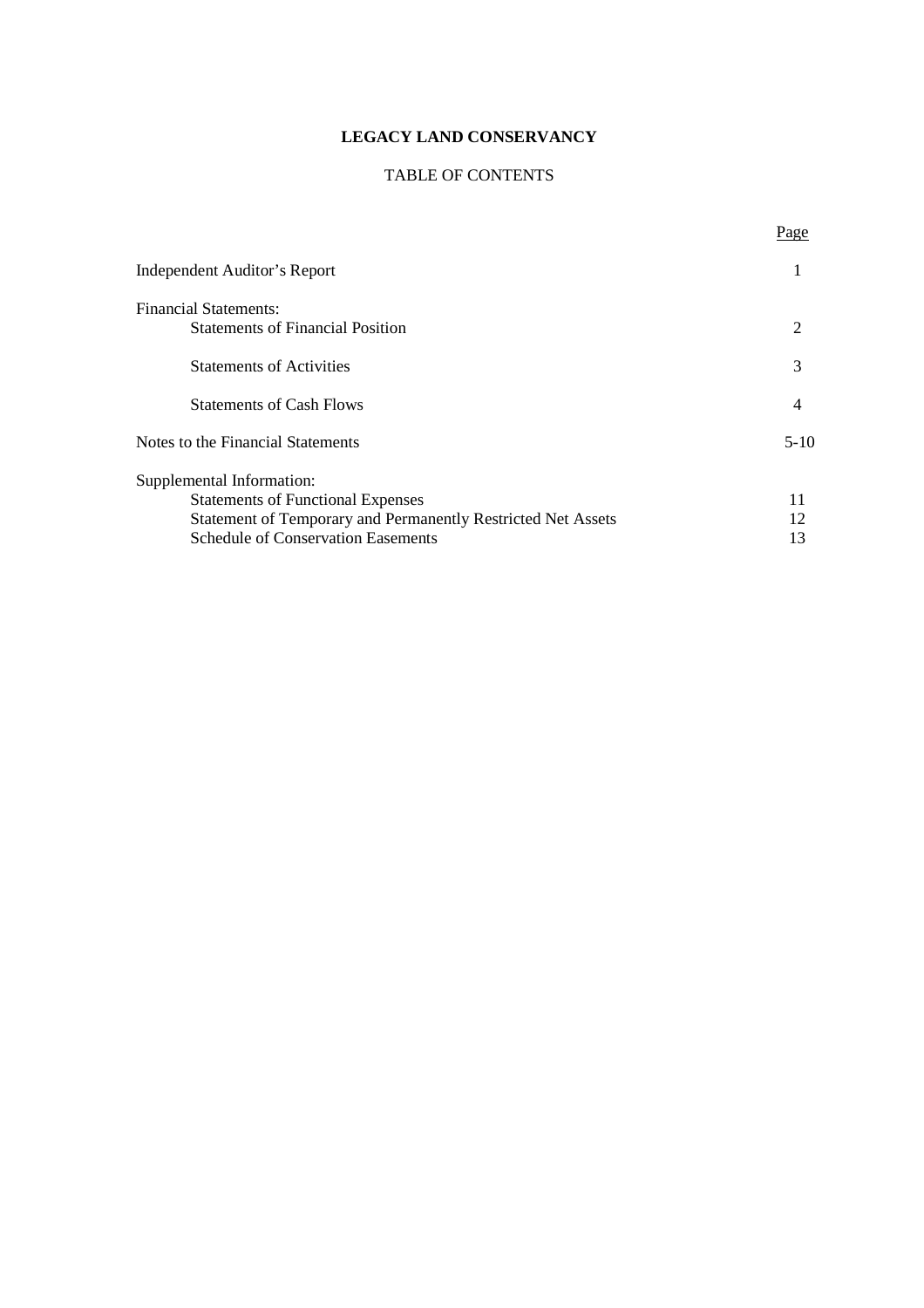# LEGACY LAND CONSERVANCY

## TABLE OF CONTENTS

| | Page |
|---|---|
| Independent Auditor's Report | 1 |
| Financial Statements: | |
| Statements of Financial Position | 2 |
| Statements of Activities | 3 |
| Statements of Cash Flows | 4 |
| Notes to the Financial Statements | 5-10 |
| Supplemental Information: | |
| Statements of Functional Expenses | 11 |
| Statement of Temporary and Permanently Restricted Net Assets | 12 |
| Schedule of Conservation Easements | 13 |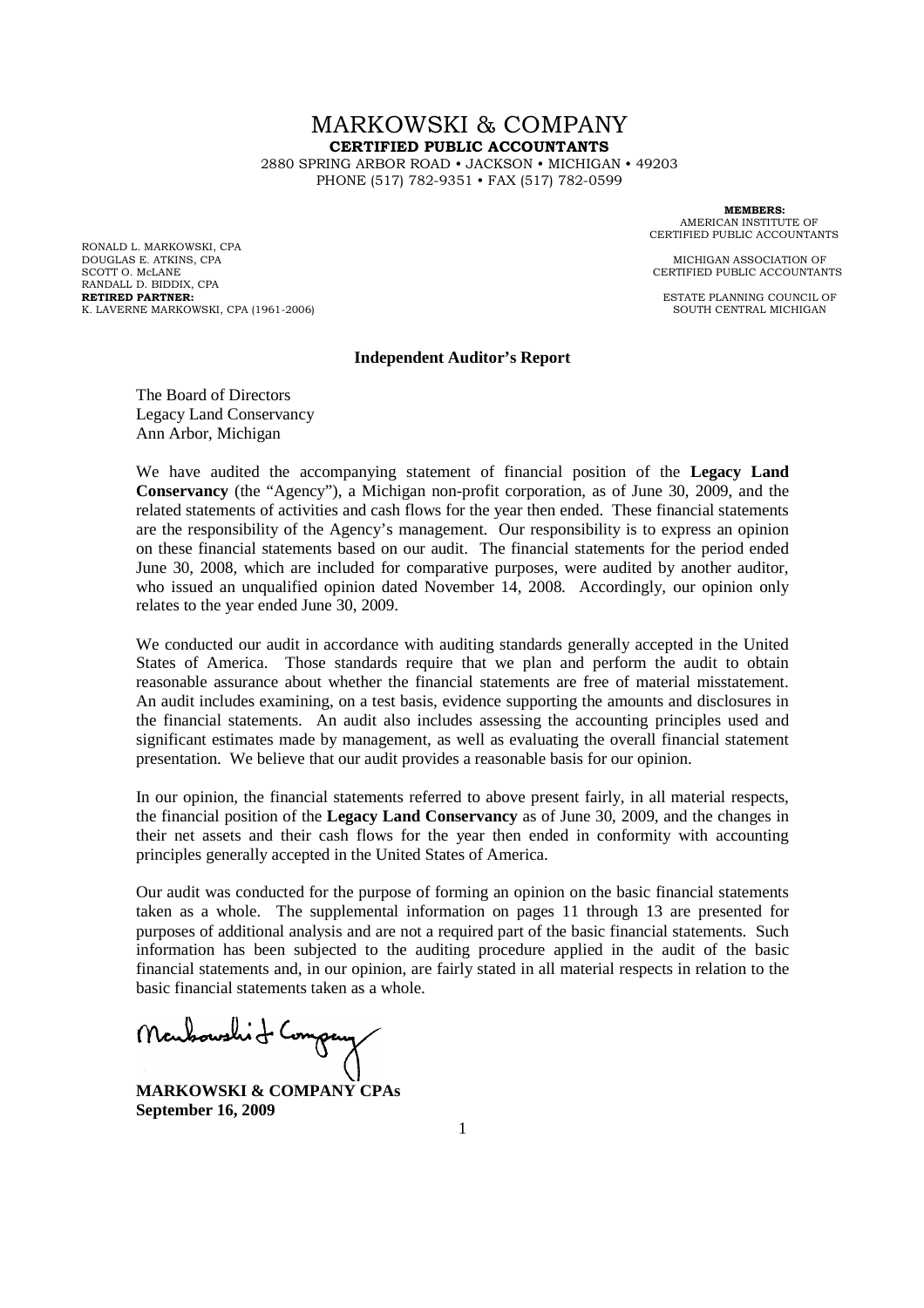# MARKOWSKI & COMPANY

**CERTIFIED PUBLIC ACCOUNTANTS**

2880 SPRING ARBOR ROAD • JACKSON • MICHIGAN • 49203
PHONE (517) 782-9351 • FAX (517) 782-0599

RONALD L. MARKOWSKI, CPA
DOUGLAS E. ATKINS, CPA
SCOTT O. McLANE
RANDALL D. BIDDIX, CPA
**RETIRED PARTNER:**
K. LAVERNE MARKOWSKI, CPA (1961-2006)

**MEMBERS:**
AMERICAN INSTITUTE OF CERTIFIED PUBLIC ACCOUNTANTS

MICHIGAN ASSOCIATION OF CERTIFIED PUBLIC ACCOUNTANTS

ESTATE PLANNING COUNCIL OF SOUTH CENTRAL MICHIGAN

## Independent Auditor's Report

The Board of Directors
Legacy Land Conservancy
Ann Arbor, Michigan

We have audited the accompanying statement of financial position of the **Legacy Land Conservancy** (the "Agency"), a Michigan non-profit corporation, as of June 30, 2009, and the related statements of activities and cash flows for the year then ended. These financial statements are the responsibility of the Agency's management. Our responsibility is to express an opinion on these financial statements based on our audit. The financial statements for the period ended June 30, 2008, which are included for comparative purposes, were audited by another auditor, who issued an unqualified opinion dated November 14, 2008. Accordingly, our opinion only relates to the year ended June 30, 2009.

We conducted our audit in accordance with auditing standards generally accepted in the United States of America. Those standards require that we plan and perform the audit to obtain reasonable assurance about whether the financial statements are free of material misstatement. An audit includes examining, on a test basis, evidence supporting the amounts and disclosures in the financial statements. An audit also includes assessing the accounting principles used and significant estimates made by management, as well as evaluating the overall financial statement presentation. We believe that our audit provides a reasonable basis for our opinion.

In our opinion, the financial statements referred to above present fairly, in all material respects, the financial position of the **Legacy Land Conservancy** as of June 30, 2009, and the changes in their net assets and their cash flows for the year then ended in conformity with accounting principles generally accepted in the United States of America.

Our audit was conducted for the purpose of forming an opinion on the basic financial statements taken as a whole. The supplemental information on pages 11 through 13 are presented for purposes of additional analysis and are not a required part of the basic financial statements. Such information has been subjected to the auditing procedure applied in the audit of the basic financial statements and, in our opinion, are fairly stated in all material respects in relation to the basic financial statements taken as a whole.

Markowski & Company

**MARKOWSKI & COMPANY CPAs**
**September 16, 2009**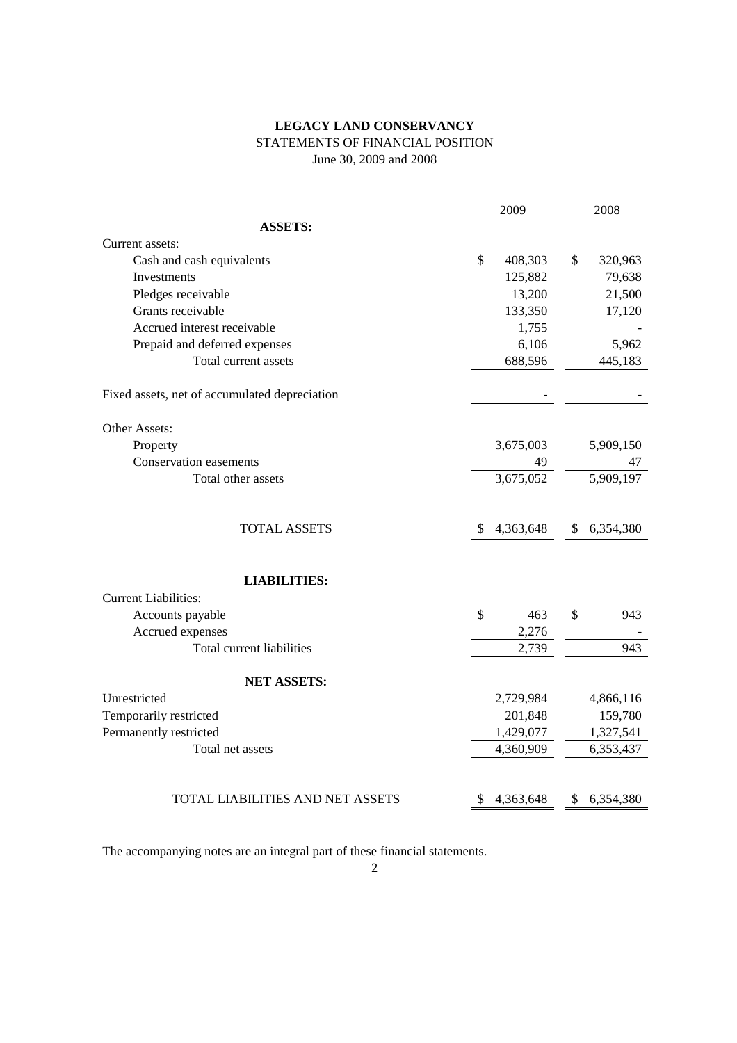**LEGACY LAND CONSERVANCY**

STATEMENTS OF FINANCIAL POSITION

June 30, 2009 and 2008

| | 2009 | 2008 |
|---|---|---|
| **ASSETS:** | | |
| Current assets: | | |
| Cash and cash equivalents | $ 408,303 | $ 320,963 |
| Investments | 125,882 | 79,638 |
| Pledges receivable | 13,200 | 21,500 |
| Grants receivable | 133,350 | 17,120 |
| Accrued interest receivable | 1,755 | - |
| Prepaid and deferred expenses | 6,106 | 5,962 |
| Total current assets | 688,596 | 445,183 |
| Fixed assets, net of accumulated depreciation | - | - |
| Other Assets: | | |
| Property | 3,675,003 | 5,909,150 |
| Conservation easements | 49 | 47 |
| Total other assets | 3,675,052 | 5,909,197 |
| TOTAL ASSETS | $ 4,363,648 | $ 6,354,380 |
| **LIABILITIES:** | | |
| Current Liabilities: | | |
| Accounts payable | $ 463 | $ 943 |
| Accrued expenses | 2,276 | - |
| Total current liabilities | 2,739 | 943 |
| **NET ASSETS:** | | |
| Unrestricted | 2,729,984 | 4,866,116 |
| Temporarily restricted | 201,848 | 159,780 |
| Permanently restricted | 1,429,077 | 1,327,541 |
| Total net assets | 4,360,909 | 6,353,437 |
| TOTAL LIABILITIES AND NET ASSETS | $ 4,363,648 | $ 6,354,380 |

The accompanying notes are an integral part of these financial statements.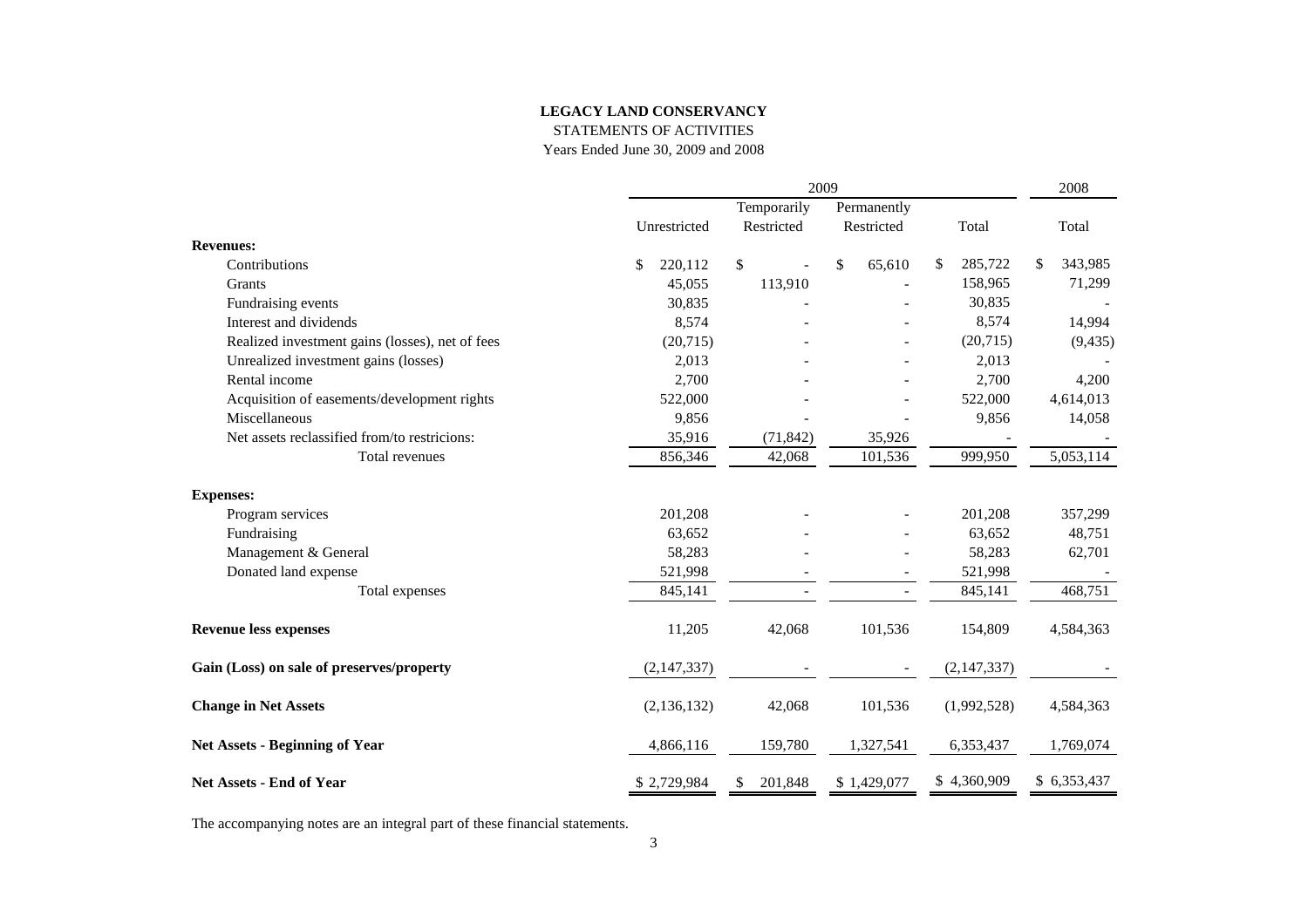**LEGACY LAND CONSERVANCY**

STATEMENTS OF ACTIVITIES

Years Ended June 30, 2009 and 2008

| | 2009 | | | | 2008 |
|---|---|---|---|---|---|
| | Unrestricted | Temporarily Restricted | Permanently Restricted | Total | Total |
| **Revenues:** | | | | | |
| Contributions | $ 220,112 | $ - | $ 65,610 | $ 285,722 | $ 343,985 |
| Grants | 45,055 | 113,910 | - | 158,965 | 71,299 |
| Fundraising events | 30,835 | - | - | 30,835 | - |
| Interest and dividends | 8,574 | - | - | 8,574 | 14,994 |
| Realized investment gains (losses), net of fees | (20,715) | - | - | (20,715) | (9,435) |
| Unrealized investment gains (losses) | 2,013 | - | - | 2,013 | - |
| Rental income | 2,700 | - | - | 2,700 | 4,200 |
| Acquisition of easements/development rights | 522,000 | - | - | 522,000 | 4,614,013 |
| Miscellaneous | 9,856 | - | - | 9,856 | 14,058 |
| Net assets reclassified from/to restricions: | 35,916 | (71,842) | 35,926 | - | - |
| Total revenues | 856,346 | 42,068 | 101,536 | 999,950 | 5,053,114 |
| **Expenses:** | | | | | |
| Program services | 201,208 | - | - | 201,208 | 357,299 |
| Fundraising | 63,652 | - | - | 63,652 | 48,751 |
| Management & General | 58,283 | - | - | 58,283 | 62,701 |
| Donated land expense | 521,998 | - | - | 521,998 | - |
| Total expenses | 845,141 | - | - | 845,141 | 468,751 |
| **Revenue less expenses** | 11,205 | 42,068 | 101,536 | 154,809 | 4,584,363 |
| **Gain (Loss) on sale of preserves/property** | (2,147,337) | - | - | (2,147,337) | - |
| **Change in Net Assets** | (2,136,132) | 42,068 | 101,536 | (1,992,528) | 4,584,363 |
| **Net Assets - Beginning of Year** | 4,866,116 | 159,780 | 1,327,541 | 6,353,437 | 1,769,074 |
| **Net Assets - End of Year** | $ 2,729,984 | $ 201,848 | $ 1,429,077 | $ 4,360,909 | $ 6,353,437 |

The accompanying notes are an integral part of these financial statements.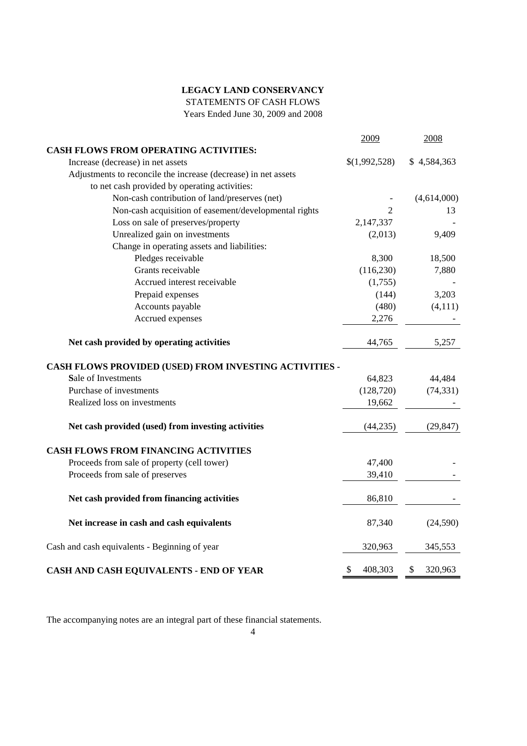**LEGACY LAND CONSERVANCY**

STATEMENTS OF CASH FLOWS

Years Ended June 30, 2009 and 2008

| | 2009 | 2008 |
|---|---|---|
| **CASH FLOWS FROM OPERATING ACTIVITIES:** | | |
| Increase (decrease) in net assets | $(1,992,528) | $ 4,584,363 |
| Adjustments to reconcile the increase (decrease) in net assets to net cash provided by operating activities: | | |
| Non-cash contribution of land/preserves (net) | - | (4,614,000) |
| Non-cash acquisition of easement/developmental rights | 2 | 13 |
| Loss on sale of preserves/property | 2,147,337 | - |
| Unrealized gain on investments | (2,013) | 9,409 |
| Change in operating assets and liabilities: | | |
| Pledges receivable | 8,300 | 18,500 |
| Grants receivable | (116,230) | 7,880 |
| Accrued interest receivable | (1,755) | - |
| Prepaid expenses | (144) | 3,203 |
| Accounts payable | (480) | (4,111) |
| Accrued expenses | 2,276 | - |
| **Net cash provided by operating activities** | 44,765 | 5,257 |
| **CASH FLOWS PROVIDED (USED) FROM INVESTING ACTIVITIES -** | | |
| Sale of Investments | 64,823 | 44,484 |
| Purchase of investments | (128,720) | (74,331) |
| Realized loss on investments | 19,662 | - |
| **Net cash provided (used) from investing activities** | (44,235) | (29,847) |
| **CASH FLOWS FROM FINANCING ACTIVITIES** | | |
| Proceeds from sale of property (cell tower) | 47,400 | - |
| Proceeds from sale of preserves | 39,410 | - |
| **Net cash provided from financing activities** | 86,810 | - |
| **Net increase in cash and cash equivalents** | 87,340 | (24,590) |
| Cash and cash equivalents - Beginning of year | 320,963 | 345,553 |
| **CASH AND CASH EQUIVALENTS - END OF YEAR** | $ 408,303 | $ 320,963 |

The accompanying notes are an integral part of these financial statements.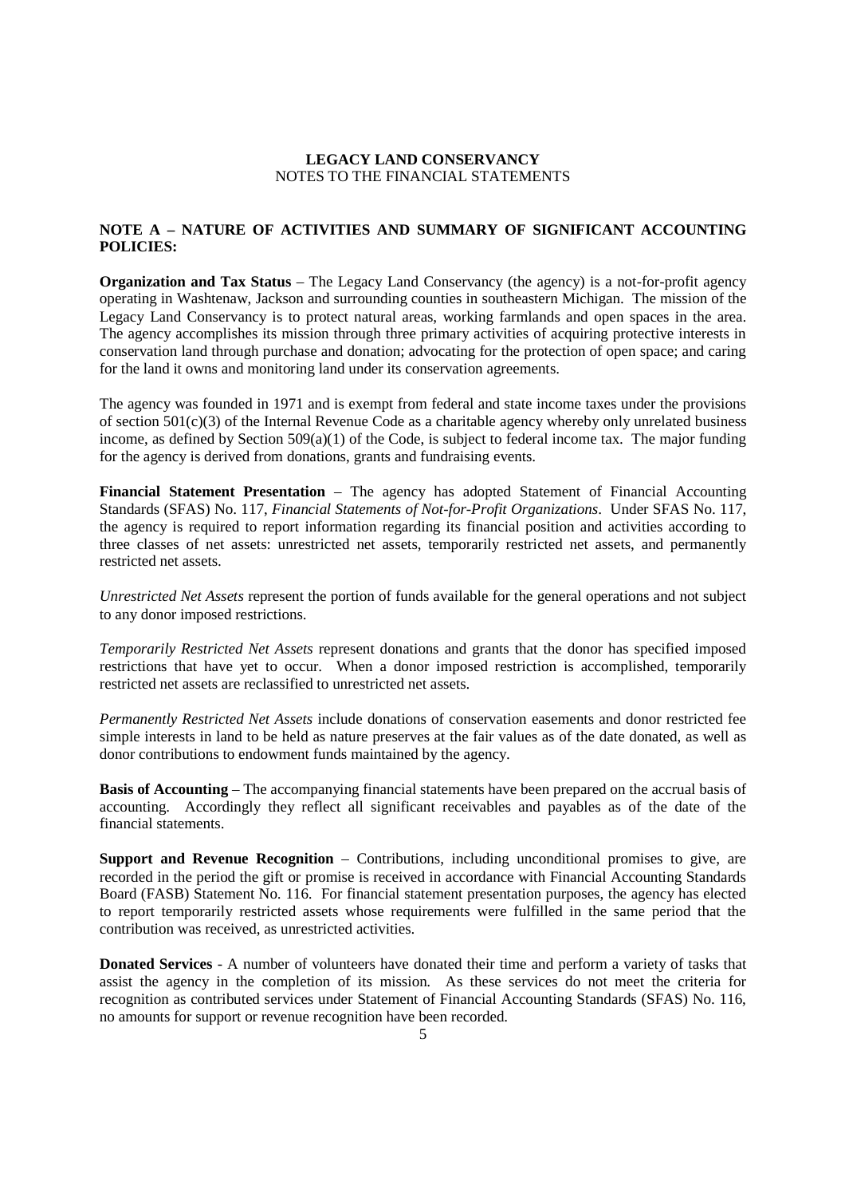# LEGACY LAND CONSERVANCY

NOTES TO THE FINANCIAL STATEMENTS

## NOTE A – NATURE OF ACTIVITIES AND SUMMARY OF SIGNIFICANT ACCOUNTING POLICIES:

**Organization and Tax Status** – The Legacy Land Conservancy (the agency) is a not-for-profit agency operating in Washtenaw, Jackson and surrounding counties in southeastern Michigan. The mission of the Legacy Land Conservancy is to protect natural areas, working farmlands and open spaces in the area. The agency accomplishes its mission through three primary activities of acquiring protective interests in conservation land through purchase and donation; advocating for the protection of open space; and caring for the land it owns and monitoring land under its conservation agreements.

The agency was founded in 1971 and is exempt from federal and state income taxes under the provisions of section 501(c)(3) of the Internal Revenue Code as a charitable agency whereby only unrelated business income, as defined by Section 509(a)(1) of the Code, is subject to federal income tax. The major funding for the agency is derived from donations, grants and fundraising events.

**Financial Statement Presentation** – The agency has adopted Statement of Financial Accounting Standards (SFAS) No. 117, *Financial Statements of Not-for-Profit Organizations*. Under SFAS No. 117, the agency is required to report information regarding its financial position and activities according to three classes of net assets: unrestricted net assets, temporarily restricted net assets, and permanently restricted net assets.

*Unrestricted Net Assets* represent the portion of funds available for the general operations and not subject to any donor imposed restrictions.

*Temporarily Restricted Net Assets* represent donations and grants that the donor has specified imposed restrictions that have yet to occur. When a donor imposed restriction is accomplished, temporarily restricted net assets are reclassified to unrestricted net assets.

*Permanently Restricted Net Assets* include donations of conservation easements and donor restricted fee simple interests in land to be held as nature preserves at the fair values as of the date donated, as well as donor contributions to endowment funds maintained by the agency.

**Basis of Accounting** – The accompanying financial statements have been prepared on the accrual basis of accounting. Accordingly they reflect all significant receivables and payables as of the date of the financial statements.

**Support and Revenue Recognition** – Contributions, including unconditional promises to give, are recorded in the period the gift or promise is received in accordance with Financial Accounting Standards Board (FASB) Statement No. 116. For financial statement presentation purposes, the agency has elected to report temporarily restricted assets whose requirements were fulfilled in the same period that the contribution was received, as unrestricted activities.

**Donated Services** - A number of volunteers have donated their time and perform a variety of tasks that assist the agency in the completion of its mission. As these services do not meet the criteria for recognition as contributed services under Statement of Financial Accounting Standards (SFAS) No. 116, no amounts for support or revenue recognition have been recorded.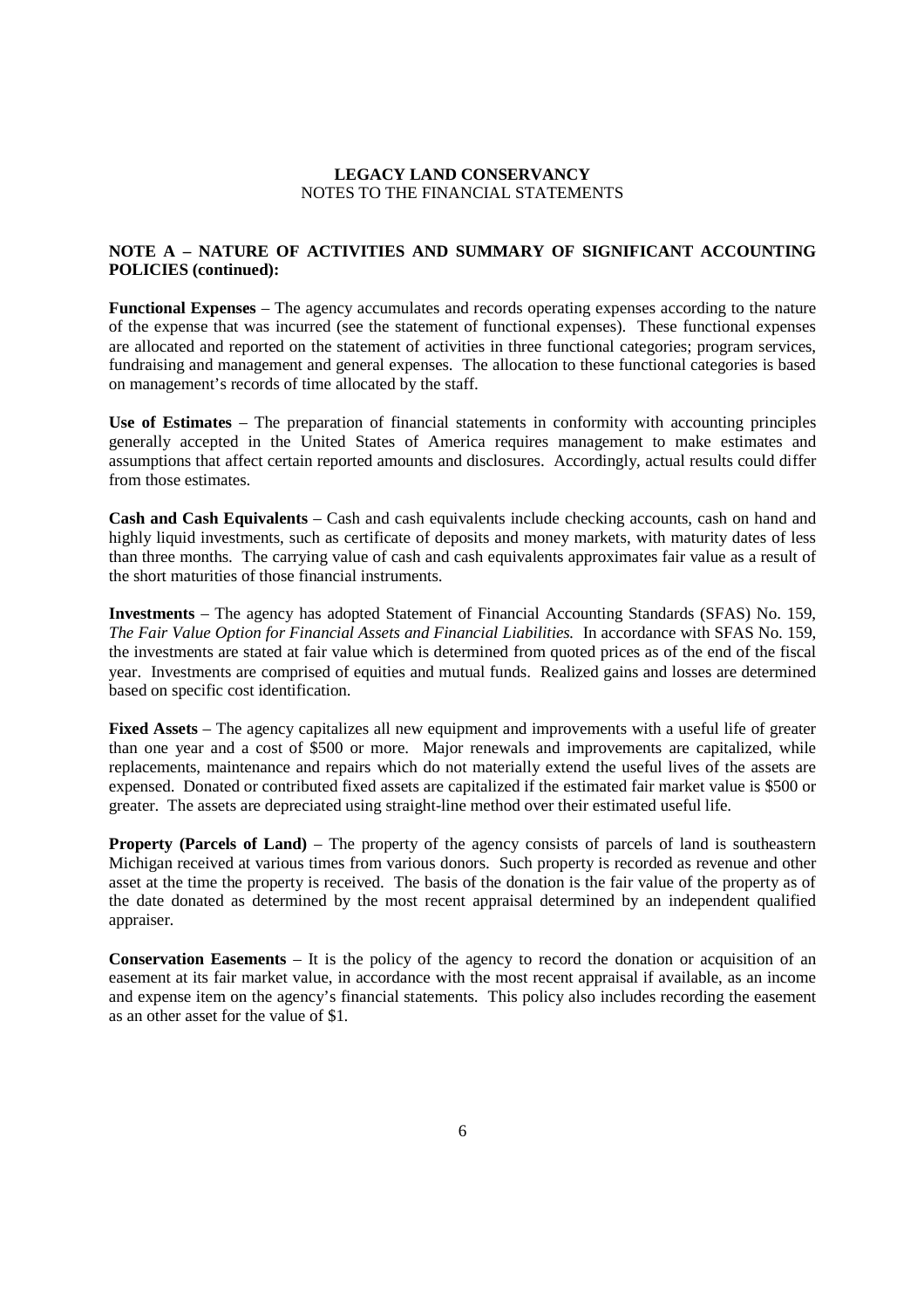**LEGACY LAND CONSERVANCY**
NOTES TO THE FINANCIAL STATEMENTS

**NOTE A – NATURE OF ACTIVITIES AND SUMMARY OF SIGNIFICANT ACCOUNTING POLICIES (continued):**

**Functional Expenses** – The agency accumulates and records operating expenses according to the nature of the expense that was incurred (see the statement of functional expenses). These functional expenses are allocated and reported on the statement of activities in three functional categories; program services, fundraising and management and general expenses. The allocation to these functional categories is based on management's records of time allocated by the staff.

**Use of Estimates** – The preparation of financial statements in conformity with accounting principles generally accepted in the United States of America requires management to make estimates and assumptions that affect certain reported amounts and disclosures. Accordingly, actual results could differ from those estimates.

**Cash and Cash Equivalents** – Cash and cash equivalents include checking accounts, cash on hand and highly liquid investments, such as certificate of deposits and money markets, with maturity dates of less than three months. The carrying value of cash and cash equivalents approximates fair value as a result of the short maturities of those financial instruments.

**Investments** – The agency has adopted Statement of Financial Accounting Standards (SFAS) No. 159, *The Fair Value Option for Financial Assets and Financial Liabilities.* In accordance with SFAS No. 159, the investments are stated at fair value which is determined from quoted prices as of the end of the fiscal year. Investments are comprised of equities and mutual funds. Realized gains and losses are determined based on specific cost identification.

**Fixed Assets** – The agency capitalizes all new equipment and improvements with a useful life of greater than one year and a cost of $500 or more. Major renewals and improvements are capitalized, while replacements, maintenance and repairs which do not materially extend the useful lives of the assets are expensed. Donated or contributed fixed assets are capitalized if the estimated fair market value is $500 or greater. The assets are depreciated using straight-line method over their estimated useful life.

**Property (Parcels of Land)** – The property of the agency consists of parcels of land is southeastern Michigan received at various times from various donors. Such property is recorded as revenue and other asset at the time the property is received. The basis of the donation is the fair value of the property as of the date donated as determined by the most recent appraisal determined by an independent qualified appraiser.

**Conservation Easements** – It is the policy of the agency to record the donation or acquisition of an easement at its fair market value, in accordance with the most recent appraisal if available, as an income and expense item on the agency's financial statements. This policy also includes recording the easement as an other asset for the value of $1.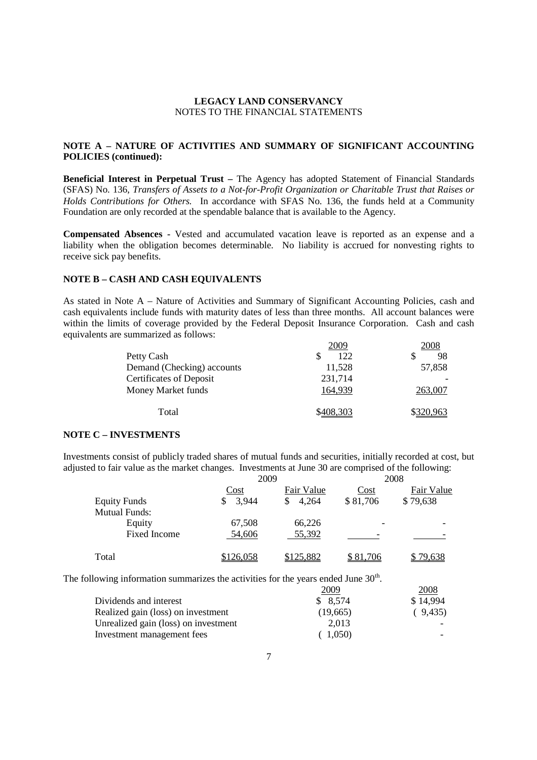**LEGACY LAND CONSERVANCY**
NOTES TO THE FINANCIAL STATEMENTS

**NOTE A – NATURE OF ACTIVITIES AND SUMMARY OF SIGNIFICANT ACCOUNTING POLICIES (continued):**

**Beneficial Interest in Perpetual Trust –** The Agency has adopted Statement of Financial Standards (SFAS) No. 136, *Transfers of Assets to a Not-for-Profit Organization or Charitable Trust that Raises or Holds Contributions for Others.* In accordance with SFAS No. 136, the funds held at a Community Foundation are only recorded at the spendable balance that is available to the Agency.

**Compensated Absences** - Vested and accumulated vacation leave is reported as an expense and a liability when the obligation becomes determinable. No liability is accrued for nonvesting rights to receive sick pay benefits.

**NOTE B – CASH AND CASH EQUIVALENTS**

As stated in Note A – Nature of Activities and Summary of Significant Accounting Policies, cash and cash equivalents include funds with maturity dates of less than three months. All account balances were within the limits of coverage provided by the Federal Deposit Insurance Corporation. Cash and cash equivalents are summarized as follows:

| | 2009 | 2008 |
|---|---|---|
| Petty Cash | $ 122 | $ 98 |
| Demand (Checking) accounts | 11,528 | 57,858 |
| Certificates of Deposit | 231,714 | - |
| Money Market funds | 164,939 | 263,007 |
| Total | $408,303 | $320,963 |

**NOTE C – INVESTMENTS**

Investments consist of publicly traded shares of mutual funds and securities, initially recorded at cost, but adjusted to fair value as the market changes. Investments at June 30 are comprised of the following:

| | 2009 | | 2008 | |
|---|---|---|---|---|
| | Cost | Fair Value | Cost | Fair Value |
| Equity Funds | $ 3,944 | $ 4,264 | $ 81,706 | $ 79,638 |
| Mutual Funds: | | | | |
| Equity | 67,508 | 66,226 | - | - |
| Fixed Income | 54,606 | 55,392 | - | - |
| Total | $126,058 | $125,882 | $ 81,706 | $ 79,638 |

The following information summarizes the activities for the years ended June 30th.

| | 2009 | 2008 |
|---|---|---|
| Dividends and interest | $ 8,574 | $ 14,994 |
| Realized gain (loss) on investment | (19,665) | ( 9,435) |
| Unrealized gain (loss) on investment | 2,013 | - |
| Investment management fees | ( 1,050) | - |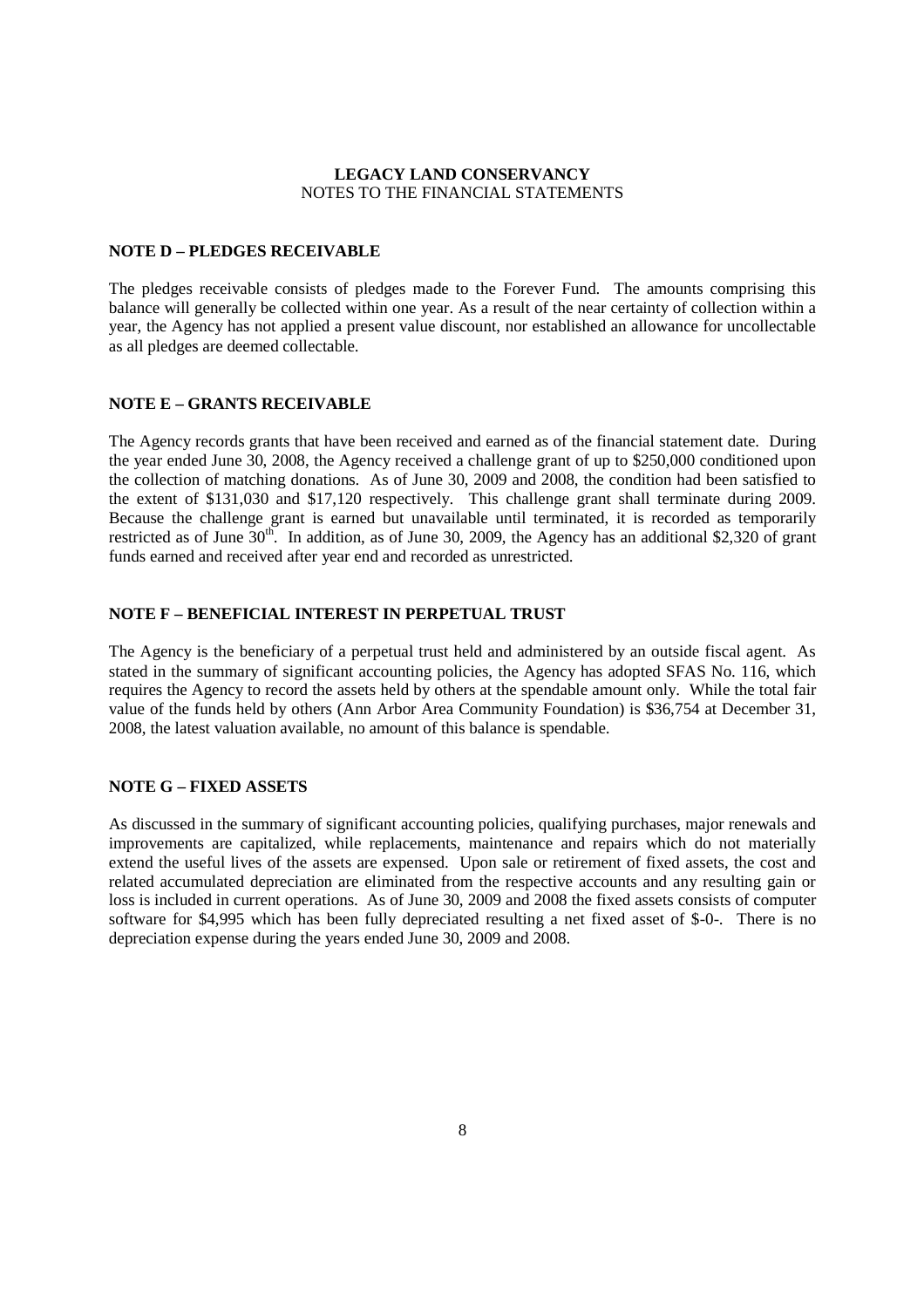**LEGACY LAND CONSERVANCY**
NOTES TO THE FINANCIAL STATEMENTS

**NOTE D – PLEDGES RECEIVABLE**

The pledges receivable consists of pledges made to the Forever Fund. The amounts comprising this balance will generally be collected within one year. As a result of the near certainty of collection within a year, the Agency has not applied a present value discount, nor established an allowance for uncollectable as all pledges are deemed collectable.

**NOTE E – GRANTS RECEIVABLE**

The Agency records grants that have been received and earned as of the financial statement date. During the year ended June 30, 2008, the Agency received a challenge grant of up to $250,000 conditioned upon the collection of matching donations. As of June 30, 2009 and 2008, the condition had been satisfied to the extent of $131,030 and $17,120 respectively. This challenge grant shall terminate during 2009. Because the challenge grant is earned but unavailable until terminated, it is recorded as temporarily restricted as of June 30th. In addition, as of June 30, 2009, the Agency has an additional $2,320 of grant funds earned and received after year end and recorded as unrestricted.

**NOTE F – BENEFICIAL INTEREST IN PERPETUAL TRUST**

The Agency is the beneficiary of a perpetual trust held and administered by an outside fiscal agent. As stated in the summary of significant accounting policies, the Agency has adopted SFAS No. 116, which requires the Agency to record the assets held by others at the spendable amount only. While the total fair value of the funds held by others (Ann Arbor Area Community Foundation) is $36,754 at December 31, 2008, the latest valuation available, no amount of this balance is spendable.

**NOTE G – FIXED ASSETS**

As discussed in the summary of significant accounting policies, qualifying purchases, major renewals and improvements are capitalized, while replacements, maintenance and repairs which do not materially extend the useful lives of the assets are expensed. Upon sale or retirement of fixed assets, the cost and related accumulated depreciation are eliminated from the respective accounts and any resulting gain or loss is included in current operations. As of June 30, 2009 and 2008 the fixed assets consists of computer software for $4,995 which has been fully depreciated resulting a net fixed asset of $-0-. There is no depreciation expense during the years ended June 30, 2009 and 2008.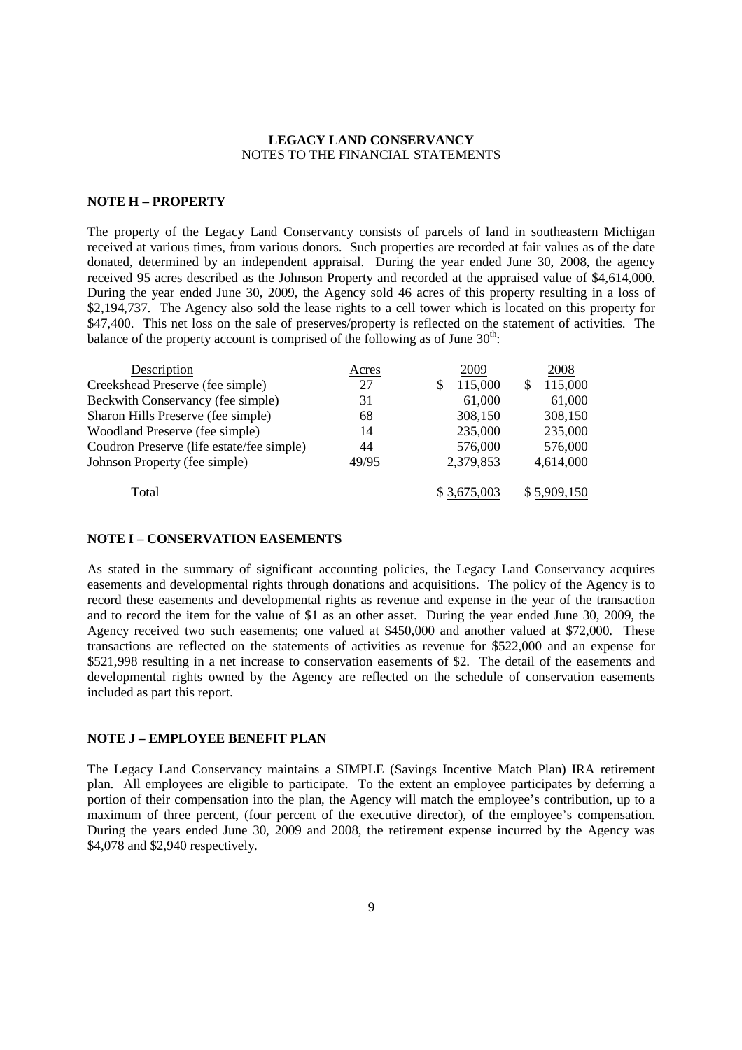**LEGACY LAND CONSERVANCY**
NOTES TO THE FINANCIAL STATEMENTS

## NOTE H – PROPERTY

The property of the Legacy Land Conservancy consists of parcels of land in southeastern Michigan received at various times, from various donors. Such properties are recorded at fair values as of the date donated, determined by an independent appraisal. During the year ended June 30, 2008, the agency received 95 acres described as the Johnson Property and recorded at the appraised value of $4,614,000. During the year ended June 30, 2009, the Agency sold 46 acres of this property resulting in a loss of $2,194,737. The Agency also sold the lease rights to a cell tower which is located on this property for $47,400. This net loss on the sale of preserves/property is reflected on the statement of activities. The balance of the property account is comprised of the following as of June 30th:

| Description | Acres | 2009 | 2008 |
|---|---|---|---|
| Creekshead Preserve (fee simple) | 27 | $ 115,000 | $ 115,000 |
| Beckwith Conservancy (fee simple) | 31 | 61,000 | 61,000 |
| Sharon Hills Preserve (fee simple) | 68 | 308,150 | 308,150 |
| Woodland Preserve (fee simple) | 14 | 235,000 | 235,000 |
| Coudron Preserve (life estate/fee simple) | 44 | 576,000 | 576,000 |
| Johnson Property (fee simple) | 49/95 | 2,379,853 | 4,614,000 |
| Total | | $ 3,675,003 | $ 5,909,150 |

## NOTE I – CONSERVATION EASEMENTS

As stated in the summary of significant accounting policies, the Legacy Land Conservancy acquires easements and developmental rights through donations and acquisitions. The policy of the Agency is to record these easements and developmental rights as revenue and expense in the year of the transaction and to record the item for the value of $1 as an other asset. During the year ended June 30, 2009, the Agency received two such easements; one valued at $450,000 and another valued at $72,000. These transactions are reflected on the statements of activities as revenue for $522,000 and an expense for $521,998 resulting in a net increase to conservation easements of $2. The detail of the easements and developmental rights owned by the Agency are reflected on the schedule of conservation easements included as part this report.

## NOTE J – EMPLOYEE BENEFIT PLAN

The Legacy Land Conservancy maintains a SIMPLE (Savings Incentive Match Plan) IRA retirement plan. All employees are eligible to participate. To the extent an employee participates by deferring a portion of their compensation into the plan, the Agency will match the employee's contribution, up to a maximum of three percent, (four percent of the executive director), of the employee's compensation. During the years ended June 30, 2009 and 2008, the retirement expense incurred by the Agency was $4,078 and $2,940 respectively.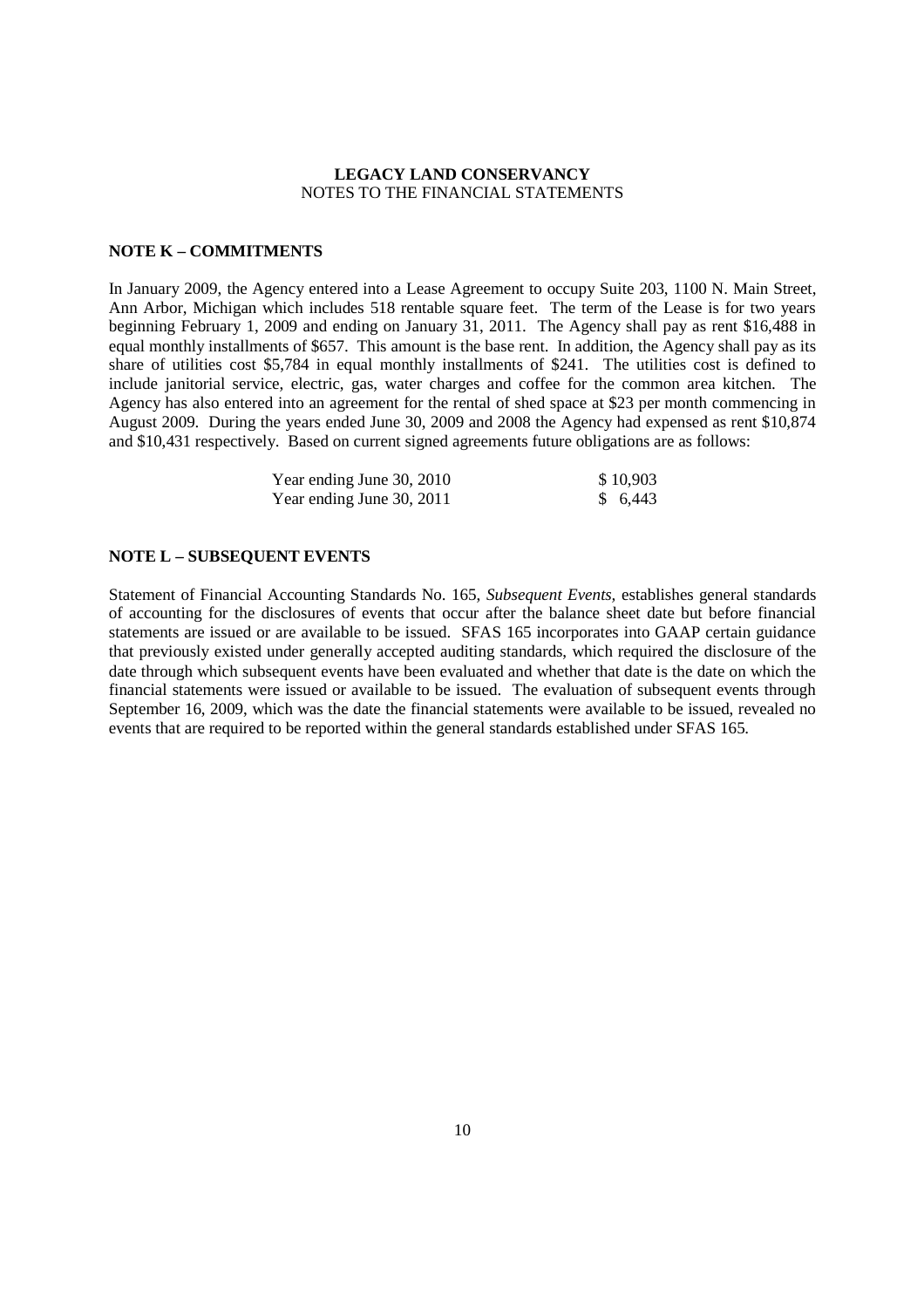**LEGACY LAND CONSERVANCY**
NOTES TO THE FINANCIAL STATEMENTS

## NOTE K – COMMITMENTS

In January 2009, the Agency entered into a Lease Agreement to occupy Suite 203, 1100 N. Main Street, Ann Arbor, Michigan which includes 518 rentable square feet. The term of the Lease is for two years beginning February 1, 2009 and ending on January 31, 2011. The Agency shall pay as rent $16,488 in equal monthly installments of $657. This amount is the base rent. In addition, the Agency shall pay as its share of utilities cost $5,784 in equal monthly installments of $241. The utilities cost is defined to include janitorial service, electric, gas, water charges and coffee for the common area kitchen. The Agency has also entered into an agreement for the rental of shed space at $23 per month commencing in August 2009. During the years ended June 30, 2009 and 2008 the Agency had expensed as rent $10,874 and $10,431 respectively. Based on current signed agreements future obligations are as follows:

| | |
|---|---|
| Year ending June 30, 2010 | $ 10,903 |
| Year ending June 30, 2011 | $ 6,443 |

## NOTE L – SUBSEQUENT EVENTS

Statement of Financial Accounting Standards No. 165, *Subsequent Events*, establishes general standards of accounting for the disclosures of events that occur after the balance sheet date but before financial statements are issued or are available to be issued. SFAS 165 incorporates into GAAP certain guidance that previously existed under generally accepted auditing standards, which required the disclosure of the date through which subsequent events have been evaluated and whether that date is the date on which the financial statements were issued or available to be issued. The evaluation of subsequent events through September 16, 2009, which was the date the financial statements were available to be issued, revealed no events that are required to be reported within the general standards established under SFAS 165.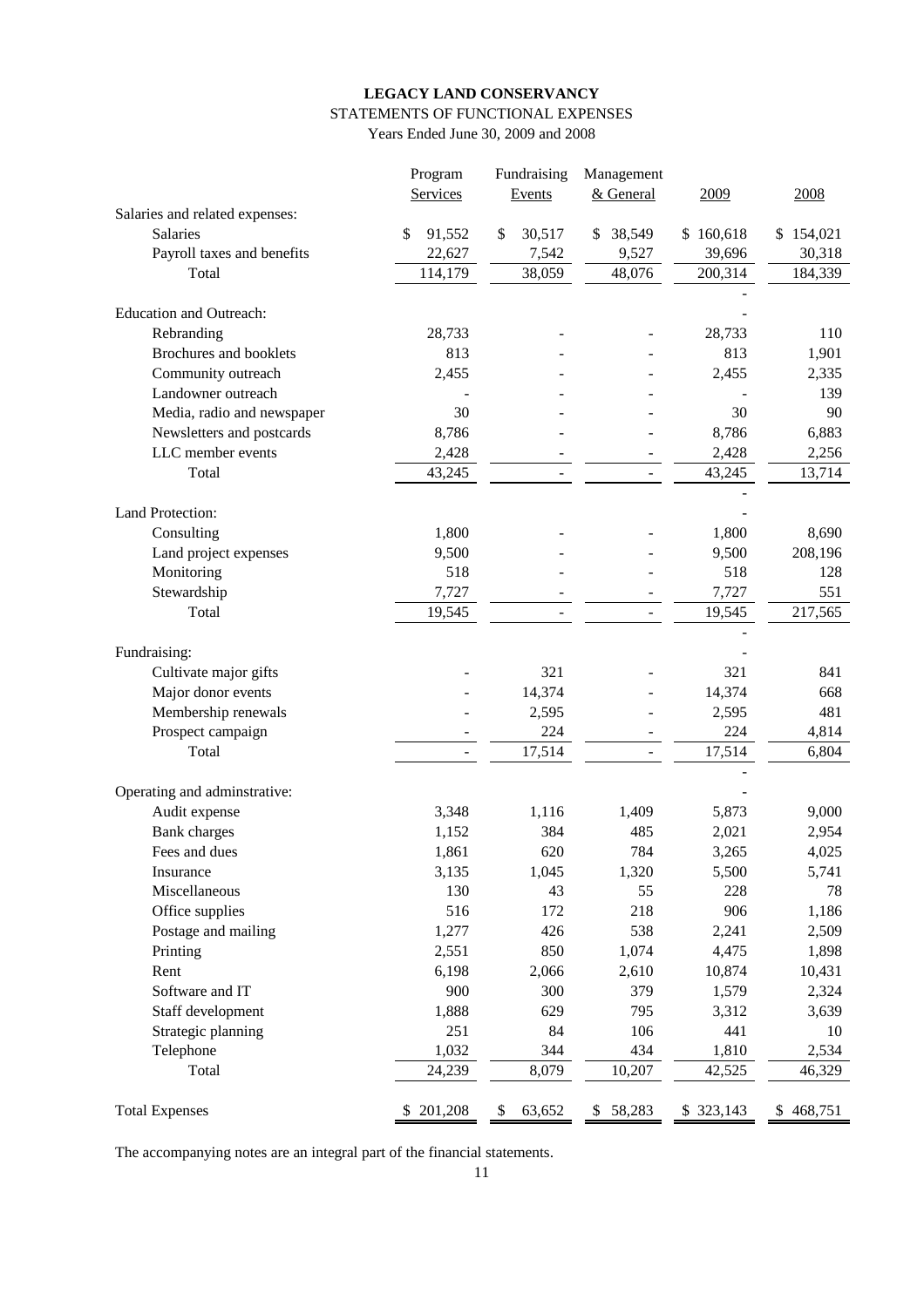**LEGACY LAND CONSERVANCY**

STATEMENTS OF FUNCTIONAL EXPENSES

Years Ended June 30, 2009 and 2008

| | Program Services | Fundraising Events | Management & General | 2009 | 2008 |
|---|---|---|---|---|---|
| Salaries and related expenses: | | | | | |
| Salaries | $ 91,552 | $ 30,517 | $ 38,549 | $ 160,618 | $ 154,021 |
| Payroll taxes and benefits | 22,627 | 7,542 | 9,527 | 39,696 | 30,318 |
| Total | 114,179 | 38,059 | 48,076 | 200,314 | 184,339 |
| | | | | - | |
| Education and Outreach: | | | | - | |
| Rebranding | 28,733 | - | - | 28,733 | 110 |
| Brochures and booklets | 813 | - | - | 813 | 1,901 |
| Community outreach | 2,455 | - | - | 2,455 | 2,335 |
| Landowner outreach | - | - | - | - | 139 |
| Media, radio and newspaper | 30 | - | - | 30 | 90 |
| Newsletters and postcards | 8,786 | - | - | 8,786 | 6,883 |
| LLC member events | 2,428 | - | - | 2,428 | 2,256 |
| Total | 43,245 | - | - | 43,245 | 13,714 |
| | | | | - | |
| Land Protection: | | | | - | |
| Consulting | 1,800 | - | - | 1,800 | 8,690 |
| Land project expenses | 9,500 | - | - | 9,500 | 208,196 |
| Monitoring | 518 | - | - | 518 | 128 |
| Stewardship | 7,727 | - | - | 7,727 | 551 |
| Total | 19,545 | - | - | 19,545 | 217,565 |
| | | | | - | |
| Fundraising: | | | | - | |
| Cultivate major gifts | - | 321 | - | 321 | 841 |
| Major donor events | - | 14,374 | - | 14,374 | 668 |
| Membership renewals | - | 2,595 | - | 2,595 | 481 |
| Prospect campaign | - | 224 | - | 224 | 4,814 |
| Total | - | 17,514 | - | 17,514 | 6,804 |
| | | | | - | |
| Operating and adminstrative: | | | | - | |
| Audit expense | 3,348 | 1,116 | 1,409 | 5,873 | 9,000 |
| Bank charges | 1,152 | 384 | 485 | 2,021 | 2,954 |
| Fees and dues | 1,861 | 620 | 784 | 3,265 | 4,025 |
| Insurance | 3,135 | 1,045 | 1,320 | 5,500 | 5,741 |
| Miscellaneous | 130 | 43 | 55 | 228 | 78 |
| Office supplies | 516 | 172 | 218 | 906 | 1,186 |
| Postage and mailing | 1,277 | 426 | 538 | 2,241 | 2,509 |
| Printing | 2,551 | 850 | 1,074 | 4,475 | 1,898 |
| Rent | 6,198 | 2,066 | 2,610 | 10,874 | 10,431 |
| Software and IT | 900 | 300 | 379 | 1,579 | 2,324 |
| Staff development | 1,888 | 629 | 795 | 3,312 | 3,639 |
| Strategic planning | 251 | 84 | 106 | 441 | 10 |
| Telephone | 1,032 | 344 | 434 | 1,810 | 2,534 |
| Total | 24,239 | 8,079 | 10,207 | 42,525 | 46,329 |
| | | | | | |
| Total Expenses | $ 201,208 | $ 63,652 | $ 58,283 | $ 323,143 | $ 468,751 |

The accompanying notes are an integral part of the financial statements.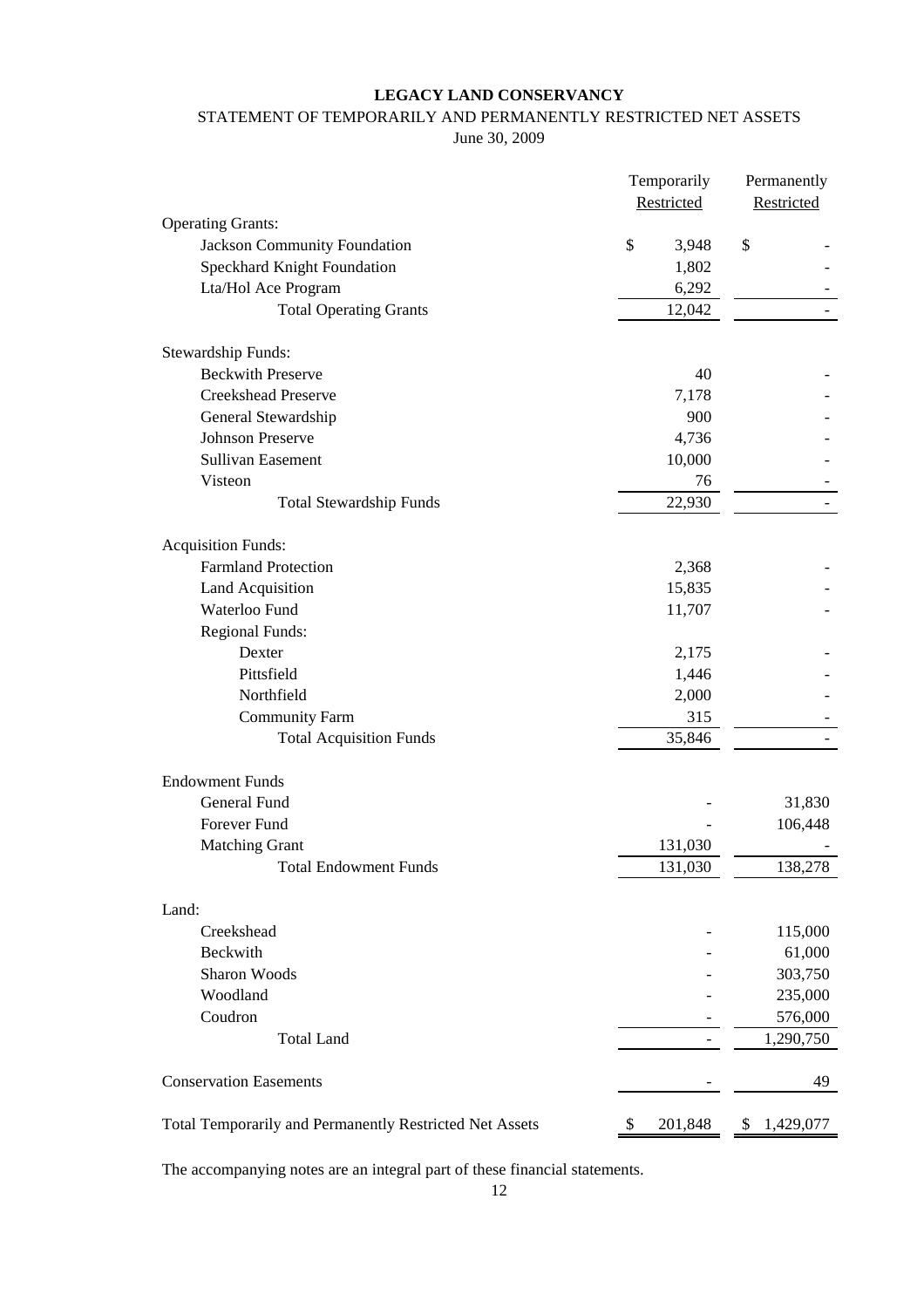**LEGACY LAND CONSERVANCY**

STATEMENT OF TEMPORARILY AND PERMANENTLY RESTRICTED NET ASSETS

June 30, 2009

| | Temporarily Restricted | Permanently Restricted |
|---|---|---|
| Operating Grants: | | |
| Jackson Community Foundation | $ 3,948 | $ - |
| Speckhard Knight Foundation | 1,802 | - |
| Lta/Hol Ace Program | 6,292 | - |
| Total Operating Grants | 12,042 | - |
| Stewardship Funds: | | |
| Beckwith Preserve | 40 | - |
| Creekshead Preserve | 7,178 | - |
| General Stewardship | 900 | - |
| Johnson Preserve | 4,736 | - |
| Sullivan Easement | 10,000 | - |
| Visteon | 76 | - |
| Total Stewardship Funds | 22,930 | - |
| Acquisition Funds: | | |
| Farmland Protection | 2,368 | - |
| Land Acquisition | 15,835 | - |
| Waterloo Fund | 11,707 | - |
| Regional Funds: | | |
| Dexter | 2,175 | - |
| Pittsfield | 1,446 | - |
| Northfield | 2,000 | - |
| Community Farm | 315 | - |
| Total Acquisition Funds | 35,846 | - |
| Endowment Funds | | |
| General Fund | - | 31,830 |
| Forever Fund | - | 106,448 |
| Matching Grant | 131,030 | - |
| Total Endowment Funds | 131,030 | 138,278 |
| Land: | | |
| Creekshead | - | 115,000 |
| Beckwith | - | 61,000 |
| Sharon Woods | - | 303,750 |
| Woodland | - | 235,000 |
| Coudron | - | 576,000 |
| Total Land | - | 1,290,750 |
| Conservation Easements | - | 49 |
| Total Temporarily and Permanently Restricted Net Assets | $ 201,848 | $ 1,429,077 |

The accompanying notes are an integral part of these financial statements.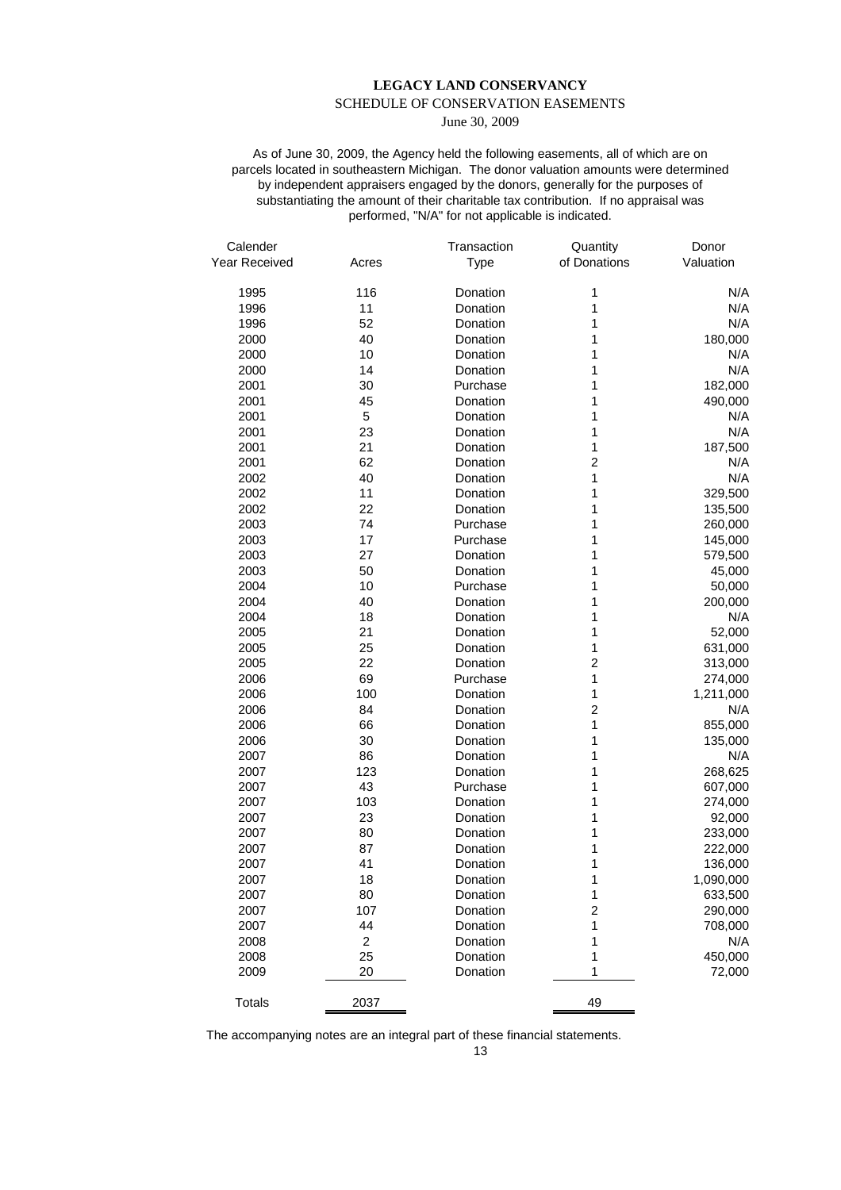# LEGACY LAND CONSERVANCY

SCHEDULE OF CONSERVATION EASEMENTS

June 30, 2009

As of June 30, 2009, the Agency held the following easements, all of which are on parcels located in southeastern Michigan. The donor valuation amounts were determined by independent appraisers engaged by the donors, generally for the purposes of substantiating the amount of their charitable tax contribution. If no appraisal was performed, "N/A" for not applicable is indicated.

| Calender Year Received | Acres | Transaction Type | Quantity of Donations | Donor Valuation |
|---|---|---|---|---|
| 1995 | 116 | Donation | 1 | N/A |
| 1996 | 11 | Donation | 1 | N/A |
| 1996 | 52 | Donation | 1 | N/A |
| 2000 | 40 | Donation | 1 | 180,000 |
| 2000 | 10 | Donation | 1 | N/A |
| 2000 | 14 | Donation | 1 | N/A |
| 2001 | 30 | Purchase | 1 | 182,000 |
| 2001 | 45 | Donation | 1 | 490,000 |
| 2001 | 5 | Donation | 1 | N/A |
| 2001 | 23 | Donation | 1 | N/A |
| 2001 | 21 | Donation | 1 | 187,500 |
| 2001 | 62 | Donation | 2 | N/A |
| 2002 | 40 | Donation | 1 | N/A |
| 2002 | 11 | Donation | 1 | 329,500 |
| 2002 | 22 | Donation | 1 | 135,500 |
| 2003 | 74 | Purchase | 1 | 260,000 |
| 2003 | 17 | Purchase | 1 | 145,000 |
| 2003 | 27 | Donation | 1 | 579,500 |
| 2003 | 50 | Donation | 1 | 45,000 |
| 2004 | 10 | Purchase | 1 | 50,000 |
| 2004 | 40 | Donation | 1 | 200,000 |
| 2004 | 18 | Donation | 1 | N/A |
| 2005 | 21 | Donation | 1 | 52,000 |
| 2005 | 25 | Donation | 1 | 631,000 |
| 2005 | 22 | Donation | 2 | 313,000 |
| 2006 | 69 | Purchase | 1 | 274,000 |
| 2006 | 100 | Donation | 1 | 1,211,000 |
| 2006 | 84 | Donation | 2 | N/A |
| 2006 | 66 | Donation | 1 | 855,000 |
| 2006 | 30 | Donation | 1 | 135,000 |
| 2007 | 86 | Donation | 1 | N/A |
| 2007 | 123 | Donation | 1 | 268,625 |
| 2007 | 43 | Purchase | 1 | 607,000 |
| 2007 | 103 | Donation | 1 | 274,000 |
| 2007 | 23 | Donation | 1 | 92,000 |
| 2007 | 80 | Donation | 1 | 233,000 |
| 2007 | 87 | Donation | 1 | 222,000 |
| 2007 | 41 | Donation | 1 | 136,000 |
| 2007 | 18 | Donation | 1 | 1,090,000 |
| 2007 | 80 | Donation | 1 | 633,500 |
| 2007 | 107 | Donation | 2 | 290,000 |
| 2007 | 44 | Donation | 1 | 708,000 |
| 2008 | 2 | Donation | 1 | N/A |
| 2008 | 25 | Donation | 1 | 450,000 |
| 2009 | 20 | Donation | 1 | 72,000 |
| Totals | 2037 | | 49 | |

The accompanying notes are an integral part of these financial statements.